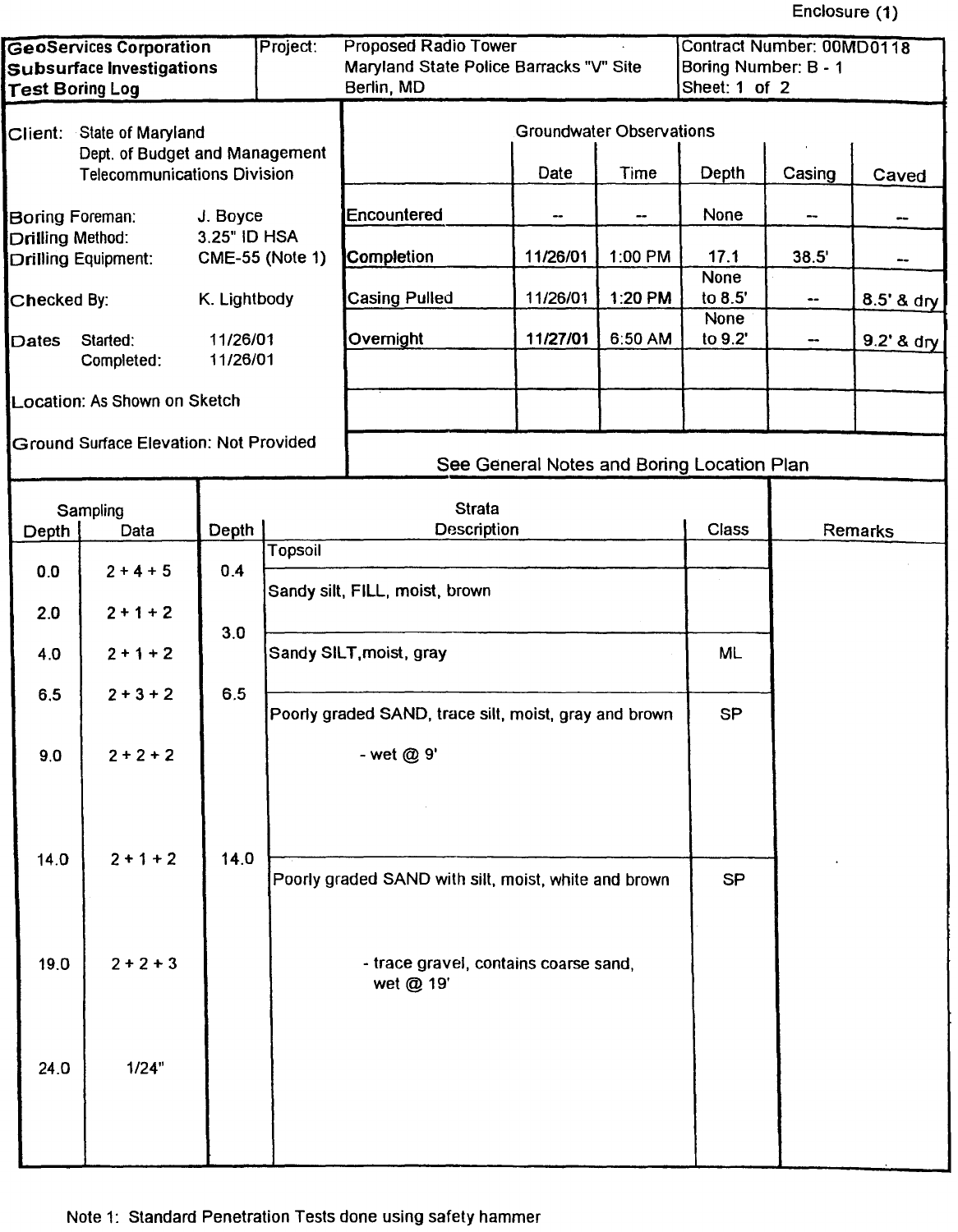Enclosure (1)

| GeoServices Corporation Subsurface Investigations Test Boring Log | Project: Proposed Radio Tower Maryland State Police Barracks "V" Site Berlin, MD | Contract Number: 00MD0118 Boring Number: B - 1 Sheet: 1 of 2 |
|---|---|---|

Client: State of Maryland
Dept. of Budget and Management
Telecommunications Division

Boring Foreman: J. Boyce
Drilling Method: 3.25" ID HSA
Drilling Equipment: CME-55 (Note 1)

Checked By: K. Lightbody

Dates Started: 11/26/01
Completed: 11/26/01

Location: As Shown on Sketch

Ground Surface Elevation: Not Provided

**Groundwater Observations**

| | Date | Time | Depth | Casing | Caved |
|---|---|---|---|---|---|
| Encountered | -- | -- | None | -- | -- |
| Completion | 11/26/01 | 1:00 PM | 17.1 | 38.5' | -- |
| Casing Pulled | 11/26/01 | 1:20 PM | None to 8.5' | -- | 8.5' & dry |
| Overnight | 11/27/01 | 6:50 AM | None to 9.2' | -- | 9.2' & dry |

See General Notes and Boring Location Plan

| Sampling Depth | Sampling Data | Depth | Strata Description | Class | Remarks |
|---|---|---|---|---|---|
| | | | Topsoil | | |
| 0.0 | 2 + 4 + 5 | 0.4 | Sandy silt, FILL, moist, brown | | |
| 2.0 | 2 + 1 + 2 | | | | |
| | | 3.0 | | | |
| 4.0 | 2 + 1 + 2 | | Sandy SILT,moist, gray | ML | |
| 6.5 | 2 + 3 + 2 | 6.5 | Poorly graded SAND, trace silt, moist, gray and brown | SP | |
| 9.0 | 2 + 2 + 2 | | - wet @ 9' | | |
| 14.0 | 2 + 1 + 2 | 14.0 | Poorly graded SAND with silt, moist, white and brown | SP | |
| 19.0 | 2 + 2 + 3 | | - trace gravel, contains coarse sand, wet @ 19' | | |
| 24.0 | 1/24" | | | | |

Note 1: Standard Penetration Tests done using safety hammer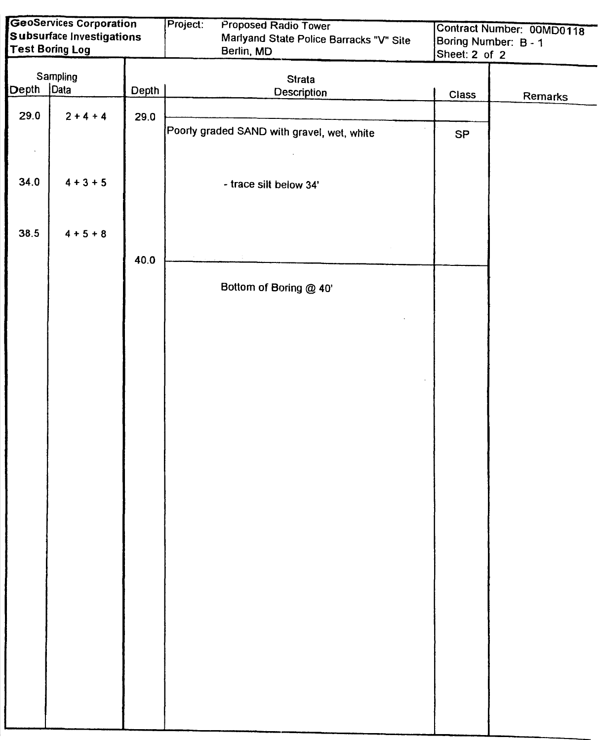| GeoServices Corporation<br>Subsurface Investigations<br>Test Boring Log | Project: Proposed Radio Tower<br>Marlyand State Police Barracks "V" Site<br>Berlin, MD | Contract Number: 00MD0118<br>Boring Number: B - 1<br>Sheet: 2 of 2 |
|---|---|---|

| Sampling Depth | Sampling Data | Depth | Strata Description | Class | Remarks |
|---|---|---|---|---|---|
| 29.0 | 2 + 4 + 4 | 29.0 | | | |
| | | | Poorly graded SAND with gravel, wet, white | SP | |
| 34.0 | 4 + 3 + 5 | | - trace silt below 34' | | |
| 38.5 | 4 + 5 + 8 | | | | |
| | | 40.0 | | | |
| | | | Bottom of Boring @ 40' | | |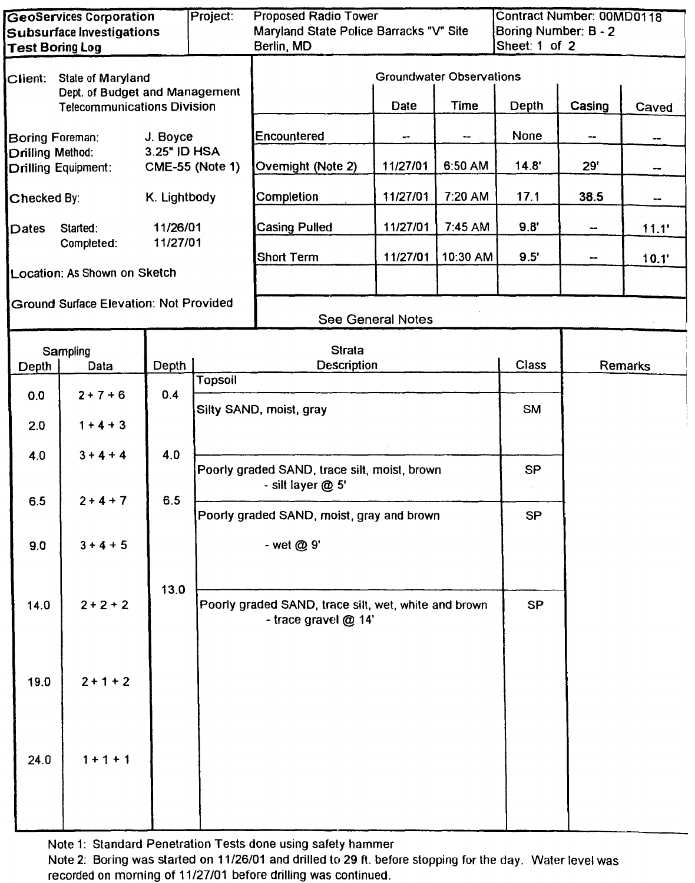| GeoServices Corporation Subsurface Investigations Test Boring Log | Project: Proposed Radio Tower, Maryland State Police Barracks "V" Site, Berlin, MD | Contract Number: 00MD0118, Boring Number: B - 2, Sheet: 1 of 2 |
|---|---|---|

Client: State of Maryland
Dept. of Budget and Management
Telecommunications Division

Boring Foreman: J. Boyce
Drilling Method: 3.25" ID HSA
Drilling Equipment: CME-55 (Note 1)

Checked By: K. Lightbody

Dates Started: 11/26/01
Completed: 11/27/01

Location: As Shown on Sketch

Ground Surface Elevation: Not Provided

**Groundwater Observations**

| | Date | Time | Depth | Casing | Caved |
|---|---|---|---|---|---|
| Encountered | -- | -- | None | -- | -- |
| Overnight (Note 2) | 11/27/01 | 6:50 AM | 14.8' | 29' | -- |
| Completion | 11/27/01 | 7:20 AM | 17.1 | 38.5 | -- |
| Casing Pulled | 11/27/01 | 7:45 AM | 9.8' | -- | 11.1' |
| Short Term | 11/27/01 | 10:30 AM | 9.5' | -- | 10.1' |

See General Notes

| Sampling Depth | Sampling Data | Depth | Strata Description | Class | Remarks |
|---|---|---|---|---|---|
| | | | Topsoil | | |
| 0.0 | 2 + 7 + 6 | 0.4 | Silty SAND, moist, gray | SM | |
| 2.0 | 1 + 4 + 3 | | | | |
| 4.0 | 3 + 4 + 4 | 4.0 | Poorly graded SAND, trace silt, moist, brown<br>- silt layer @ 5' | SP | |
| 6.5 | 2 + 4 + 7 | 6.5 | Poorly graded SAND, moist, gray and brown | SP | |
| 9.0 | 3 + 4 + 5 | | - wet @ 9' | | |
| | | 13.0 | Poorly graded SAND, trace silt, wet, white and brown | SP | |
| 14.0 | 2 + 2 + 2 | | - trace gravel @ 14' | | |
| 19.0 | 2 + 1 + 2 | | | | |
| 24.0 | 1 + 1 + 1 | | | | |

Note 1: Standard Penetration Tests done using safety hammer
Note 2: Boring was started on 11/26/01 and drilled to 29 ft. before stopping for the day. Water level was recorded on morning of 11/27/01 before drilling was continued.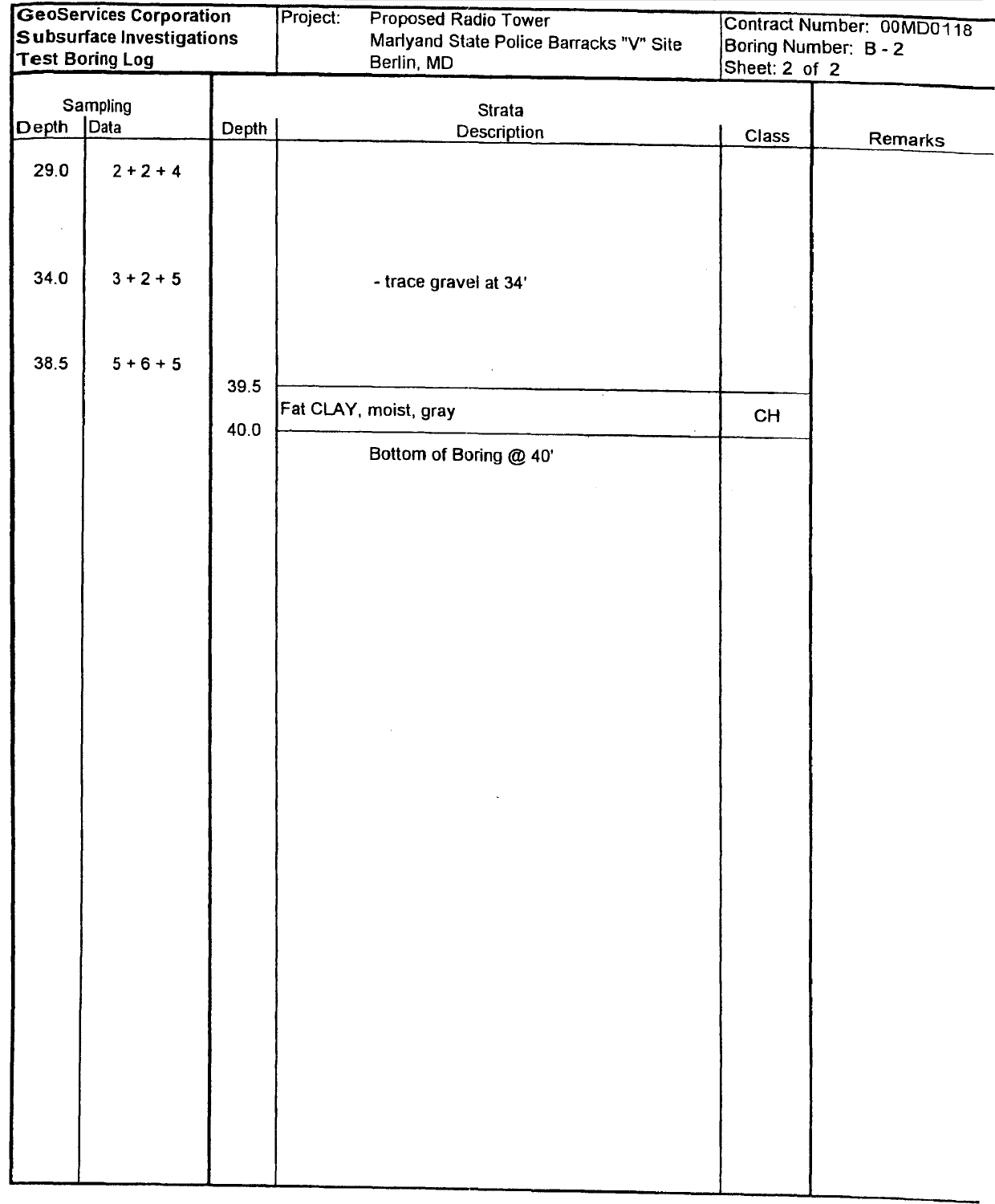**GeoServices Corporation**
**Subsurface Investigations**
**Test Boring Log**

Project: Proposed Radio Tower
Marlyand State Police Barracks "V" Site
Berlin, MD

Contract Number: 00MD0118
Boring Number: B - 2
Sheet: 2 of 2

| Sampling Depth | Sampling Data | Depth | Strata Description | Class | Remarks |
|---|---|---|---|---|---|
| 29.0 | 2 + 2 + 4 | | | | |
| 34.0 | 3 + 2 + 5 | | - trace gravel at 34' | | |
| 38.5 | 5 + 6 + 5 | | | | |
| | | 39.5 | | | |
| | | | Fat CLAY, moist, gray | CH | |
| | | 40.0 | | | |
| | | | Bottom of Boring @ 40' | | |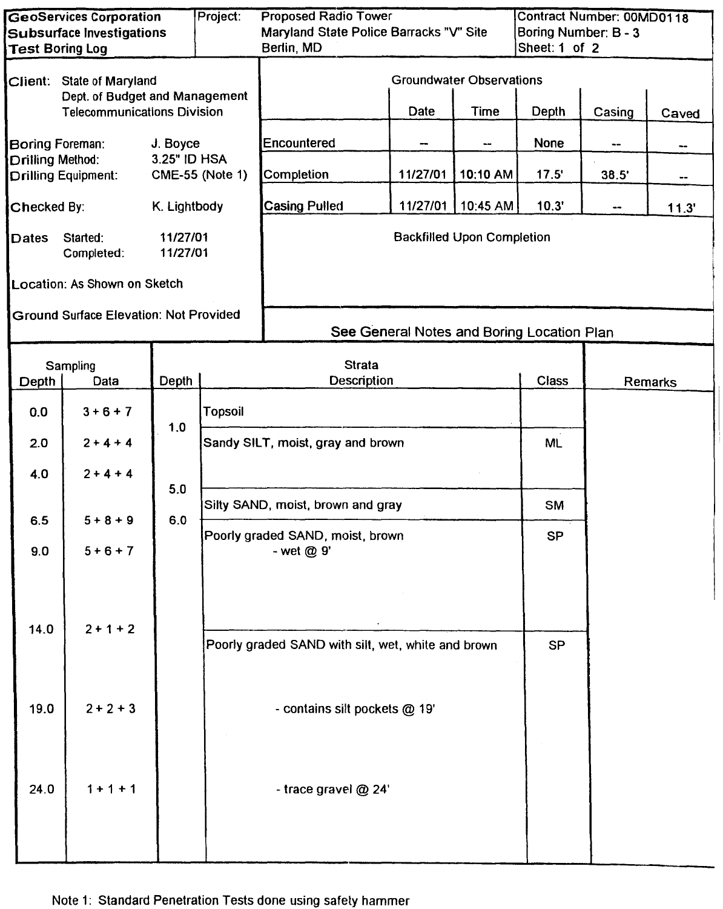| GeoServices Corporation Subsurface Investigations Test Boring Log | Project: Proposed Radio Tower Maryland State Police Barracks "V" Site Berlin, MD | Contract Number: 00MD0118 Boring Number: B - 3 Sheet: 1 of 2 |
|---|---|---|

**Client:** State of Maryland
Dept. of Budget and Management
Telecommunications Division

**Boring Foreman:** J. Boyce
**Drilling Method:** 3.25" ID HSA
**Drilling Equipment:** CME-55 (Note 1)

**Checked By:** K. Lightbody

**Dates** Started: 11/27/01
Completed: 11/27/01

**Location:** As Shown on Sketch

**Ground Surface Elevation:** Not Provided

**Groundwater Observations**

| | Date | Time | Depth | Casing | Caved |
|---|---|---|---|---|---|
| Encountered | -- | -- | None | -- | -- |
| Completion | 11/27/01 | 10:10 AM | 17.5' | 38.5' | -- |
| Casing Pulled | 11/27/01 | 10:45 AM | 10.3' | -- | 11.3' |

Backfilled Upon Completion

See General Notes and Boring Location Plan

| Sampling Depth | Sampling Data | Depth | Strata Description | Class | Remarks |
|---|---|---|---|---|---|
| 0.0 | 3 + 6 + 7 | | Topsoil | | |
| | | 1.0 | | | |
| 2.0 | 2 + 4 + 4 | | Sandy SILT, moist, gray and brown | ML | |
| 4.0 | 2 + 4 + 4 | | | | |
| | | 5.0 | | | |
| | | | Silty SAND, moist, brown and gray | SM | |
| 6.5 | 5 + 8 + 9 | 6.0 | Poorly graded SAND, moist, brown | SP | |
| 9.0 | 5 + 6 + 7 | | - wet @ 9' | | |
| 14.0 | 2 + 1 + 2 | | | | |
| | | | Poorly graded SAND with silt, wet, white and brown | SP | |
| 19.0 | 2 + 2 + 3 | | - contains silt pockets @ 19' | | |
| 24.0 | 1 + 1 + 1 | | - trace gravel @ 24' | | |

Note 1: Standard Penetration Tests done using safety hammer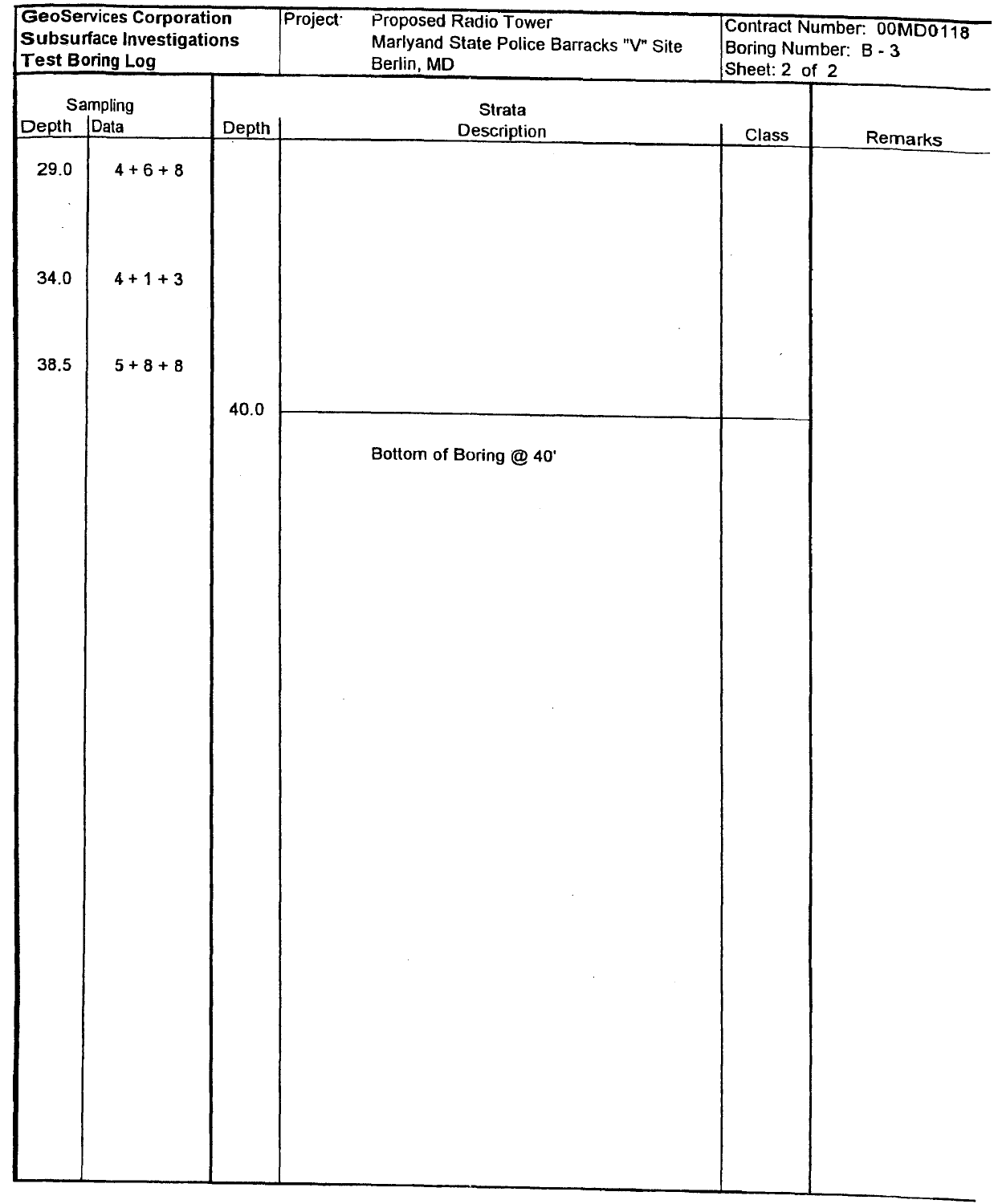**GeoServices Corporation**
**Subsurface Investigations**
**Test Boring Log**

Project: Proposed Radio Tower
Marlyand State Police Barracks "V" Site
Berlin, MD

Contract Number: 00MD0118
Boring Number: B - 3
Sheet: 2 of 2

| Sampling Depth | Sampling Data | Depth | Strata Description | Class | Remarks |
|---|---|---|---|---|---|
| 29.0 | 4 + 6 + 8 | | | | |
| 34.0 | 4 + 1 + 3 | | | | |
| 38.5 | 5 + 8 + 8 | | | | |
| | | 40.0 | | | |
| | | | Bottom of Boring @ 40' | | |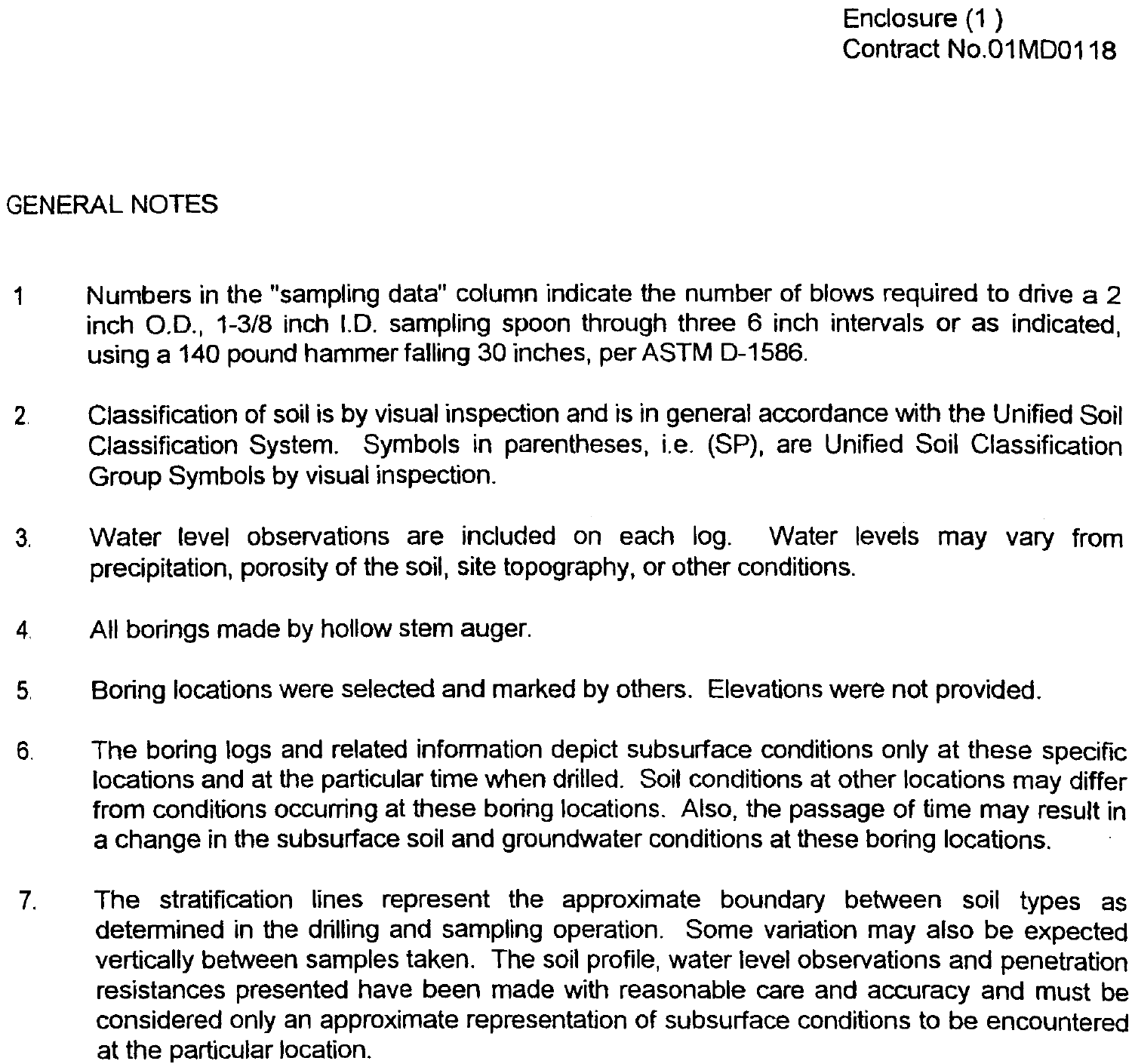Enclosure (1 )
Contract No.01MD0118

## GENERAL NOTES

1. Numbers in the "sampling data" column indicate the number of blows required to drive a 2 inch O.D., 1-3/8 inch I.D. sampling spoon through three 6 inch intervals or as indicated, using a 140 pound hammer falling 30 inches, per ASTM D-1586.

2. Classification of soil is by visual inspection and is in general accordance with the Unified Soil Classification System. Symbols in parentheses, i.e. (SP), are Unified Soil Classification Group Symbols by visual inspection.

3. Water level observations are included on each log. Water levels may vary from precipitation, porosity of the soil, site topography, or other conditions.

4. All borings made by hollow stem auger.

5. Boring locations were selected and marked by others. Elevations were not provided.

6. The boring logs and related information depict subsurface conditions only at these specific locations and at the particular time when drilled. Soil conditions at other locations may differ from conditions occurring at these boring locations. Also, the passage of time may result in a change in the subsurface soil and groundwater conditions at these boring locations.

7. The stratification lines represent the approximate boundary between soil types as determined in the drilling and sampling operation. Some variation may also be expected vertically between samples taken. The soil profile, water level observations and penetration resistances presented have been made with reasonable care and accuracy and must be considered only an approximate representation of subsurface conditions to be encountered at the particular location.